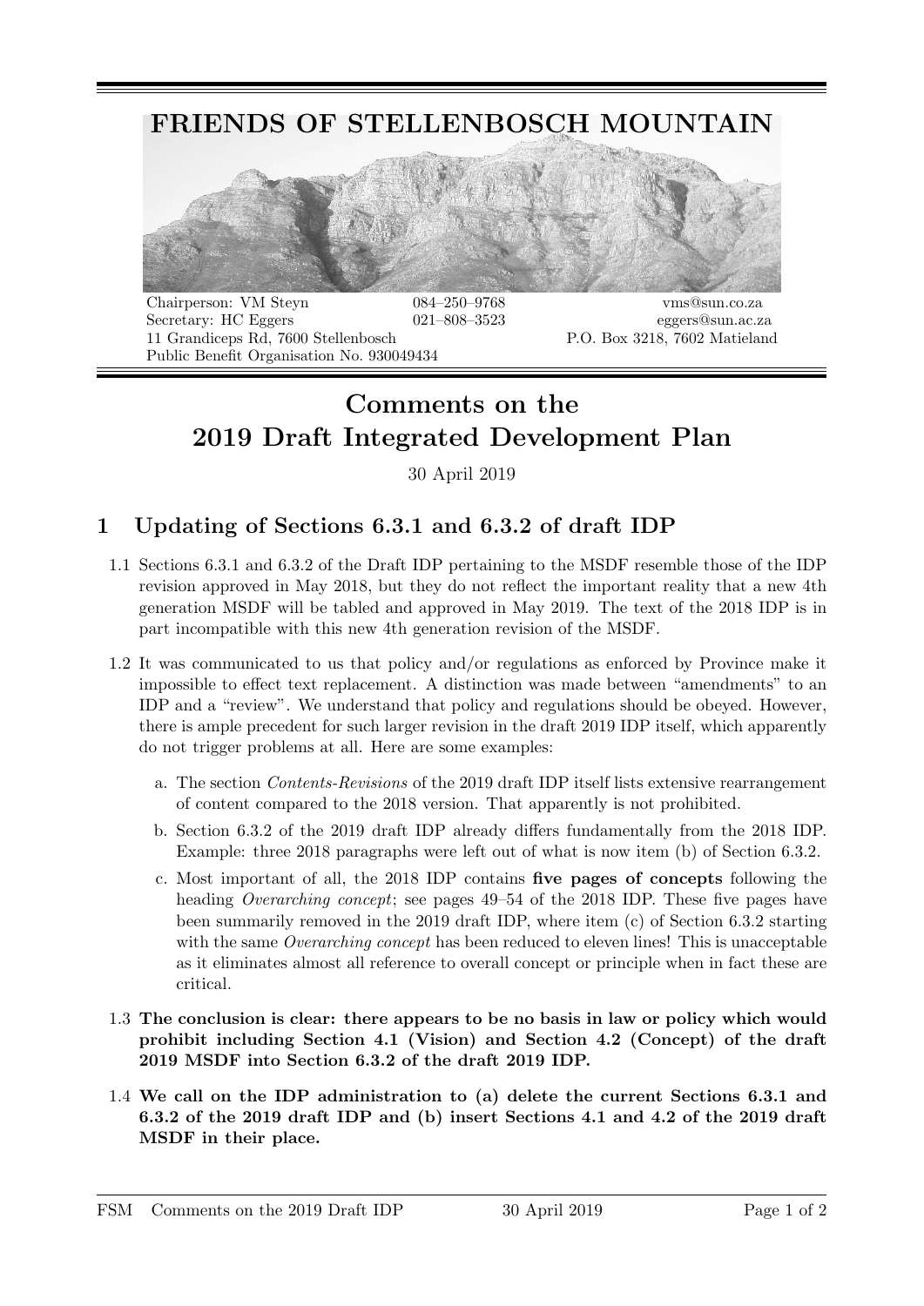# FRIENDS OF STELLENBOSCH MOUNTAIN

Chairperson: VM Steyn 084–250–9768 vms@sun.co.za
Secretary: HC Eggers 021–808–3523 eggers@sun.ac.za
11 Grandiceps Rd, 7600 Stellenbosch P.O. Box 3218, 7602 Matieland
Public Benefit Organisation No. 930049434

# Comments on the 2019 Draft Integrated Development Plan

30 April 2019

## 1 Updating of Sections 6.3.1 and 6.3.2 of draft IDP

1.1 Sections 6.3.1 and 6.3.2 of the Draft IDP pertaining to the MSDF resemble those of the IDP revision approved in May 2018, but they do not reflect the important reality that a new 4th generation MSDF will be tabled and approved in May 2019. The text of the 2018 IDP is in part incompatible with this new 4th generation revision of the MSDF.

1.2 It was communicated to us that policy and/or regulations as enforced by Province make it impossible to effect text replacement. A distinction was made between "amendments" to an IDP and a "review". We understand that policy and regulations should be obeyed. However, there is ample precedent for such larger revision in the draft 2019 IDP itself, which apparently do not trigger problems at all. Here are some examples:

a. The section *Contents-Revisions* of the 2019 draft IDP itself lists extensive rearrangement of content compared to the 2018 version. That apparently is not prohibited.

b. Section 6.3.2 of the 2019 draft IDP already differs fundamentally from the 2018 IDP. Example: three 2018 paragraphs were left out of what is now item (b) of Section 6.3.2.

c. Most important of all, the 2018 IDP contains **five pages of concepts** following the heading *Overarching concept*; see pages 49–54 of the 2018 IDP. These five pages have been summarily removed in the 2019 draft IDP, where item (c) of Section 6.3.2 starting with the same *Overarching concept* has been reduced to eleven lines! This is unacceptable as it eliminates almost all reference to overall concept or principle when in fact these are critical.

1.3 **The conclusion is clear: there appears to be no basis in law or policy which would prohibit including Section 4.1 (Vision) and Section 4.2 (Concept) of the draft 2019 MSDF into Section 6.3.2 of the draft 2019 IDP.**

1.4 **We call on the IDP administration to (a) delete the current Sections 6.3.1 and 6.3.2 of the 2019 draft IDP and (b) insert Sections 4.1 and 4.2 of the 2019 draft MSDF in their place.**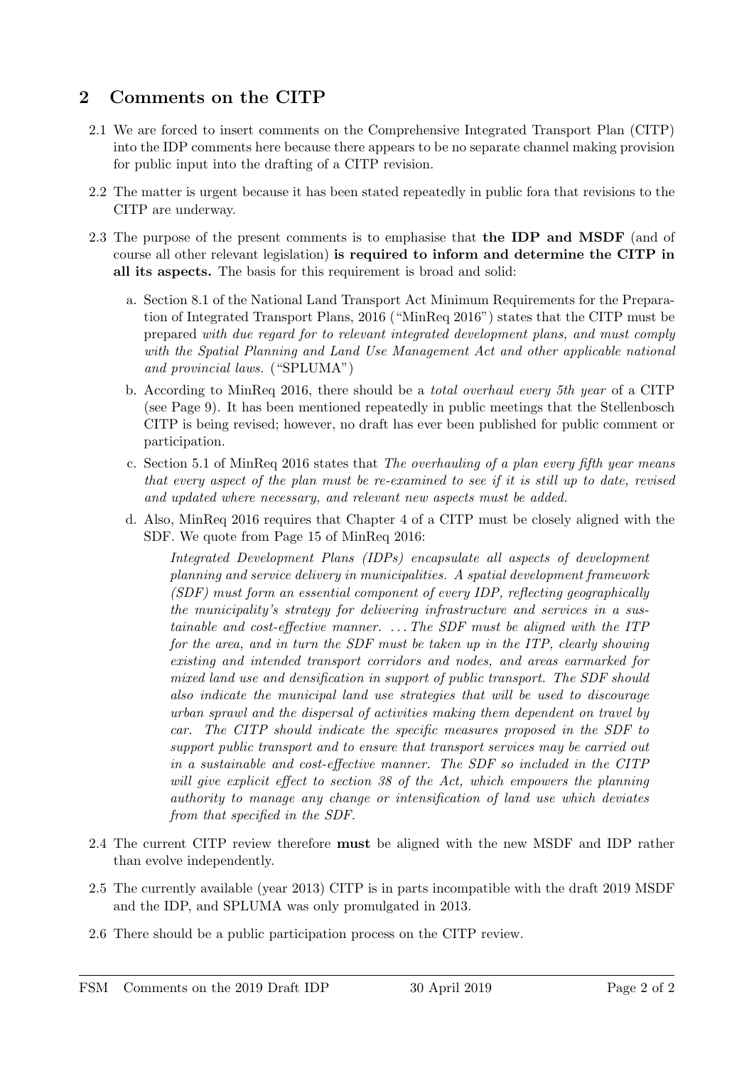## 2 Comments on the CITP

2.1 We are forced to insert comments on the Comprehensive Integrated Transport Plan (CITP) into the IDP comments here because there appears to be no separate channel making provision for public input into the drafting of a CITP revision.

2.2 The matter is urgent because it has been stated repeatedly in public fora that revisions to the CITP are underway.

2.3 The purpose of the present comments is to emphasise that **the IDP and MSDF** (and of course all other relevant legislation) **is required to inform and determine the CITP in all its aspects.** The basis for this requirement is broad and solid:

a. Section 8.1 of the National Land Transport Act Minimum Requirements for the Preparation of Integrated Transport Plans, 2016 ("MinReq 2016") states that the CITP must be prepared *with due regard for to relevant integrated development plans, and must comply with the Spatial Planning and Land Use Management Act and other applicable national and provincial laws.* ("SPLUMA")

b. According to MinReq 2016, there should be a *total overhaul every 5th year* of a CITP (see Page 9). It has been mentioned repeatedly in public meetings that the Stellenbosch CITP is being revised; however, no draft has ever been published for public comment or participation.

c. Section 5.1 of MinReq 2016 states that *The overhauling of a plan every fifth year means that every aspect of the plan must be re-examined to see if it is still up to date, revised and updated where necessary, and relevant new aspects must be added.*

d. Also, MinReq 2016 requires that Chapter 4 of a CITP must be closely aligned with the SDF. We quote from Page 15 of MinReq 2016:

> *Integrated Development Plans (IDPs) encapsulate all aspects of development planning and service delivery in municipalities. A spatial development framework (SDF) must form an essential component of every IDP, reflecting geographically the municipality's strategy for delivering infrastructure and services in a sustainable and cost-effective manner. . . . The SDF must be aligned with the ITP for the area, and in turn the SDF must be taken up in the ITP, clearly showing existing and intended transport corridors and nodes, and areas earmarked for mixed land use and densification in support of public transport. The SDF should also indicate the municipal land use strategies that will be used to discourage urban sprawl and the dispersal of activities making them dependent on travel by car. The CITP should indicate the specific measures proposed in the SDF to support public transport and to ensure that transport services may be carried out in a sustainable and cost-effective manner. The SDF so included in the CITP will give explicit effect to section 38 of the Act, which empowers the planning authority to manage any change or intensification of land use which deviates from that specified in the SDF.*

2.4 The current CITP review therefore **must** be aligned with the new MSDF and IDP rather than evolve independently.

2.5 The currently available (year 2013) CITP is in parts incompatible with the draft 2019 MSDF and the IDP, and SPLUMA was only promulgated in 2013.

2.6 There should be a public participation process on the CITP review.